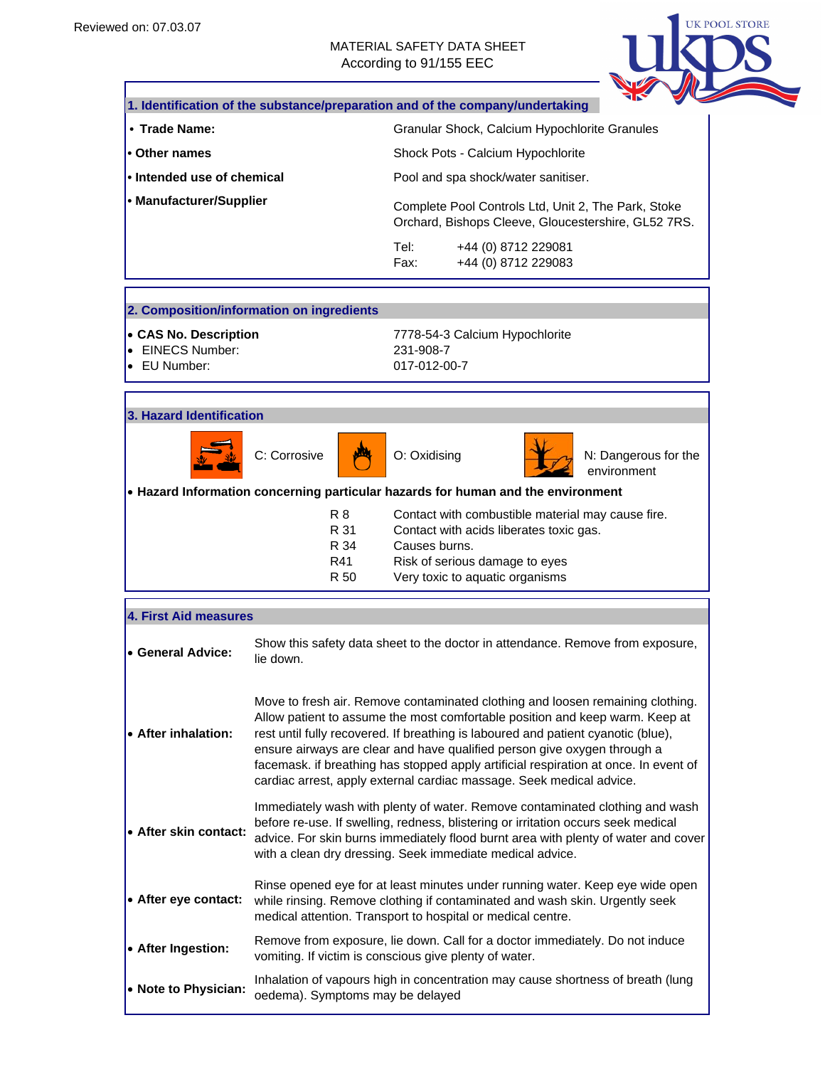Reviewed on: 07.03.07

MATERIAL SAFETY DATA SHEET
According to 91/155 EEC

UK POOL STORE

## 1. Identification of the substance/preparation and of the company/undertaking

| | |
|---|---|
| • **Trade Name:** | Granular Shock, Calcium Hypochlorite Granules |
| • **Other names** | Shock Pots - Calcium Hypochlorite |
| • **Intended use of chemical** | Pool and spa shock/water sanitiser. |
| • **Manufacturer/Supplier** | Complete Pool Controls Ltd, Unit 2, The Park, Stoke Orchard, Bishops Cleeve, Gloucestershire, GL52 7RS. |
| | Tel: +44 (0) 8712 229081 |
| | Fax: +44 (0) 8712 229083 |

## 2. Composition/information on ingredients

| | |
|---|---|
| • **CAS No. Description** | 7778-54-3 Calcium Hypochlorite |
| • EINECS Number: | 231-908-7 |
| • EU Number: | 017-012-00-7 |

## 3. Hazard Identification

C: Corrosive    O: Oxidising    N: Dangerous for the environment

• **Hazard Information concerning particular hazards for human and the environment**

| | |
|---|---|
| R 8 | Contact with combustible material may cause fire. |
| R 31 | Contact with acids liberates toxic gas. |
| R 34 | Causes burns. |
| R41 | Risk of serious damage to eyes |
| R 50 | Very toxic to aquatic organisms |

## 4. First Aid measures

• **General Advice:** Show this safety data sheet to the doctor in attendance. Remove from exposure, lie down.

• **After inhalation:** Move to fresh air. Remove contaminated clothing and loosen remaining clothing. Allow patient to assume the most comfortable position and keep warm. Keep at rest until fully recovered. If breathing is laboured and patient cyanotic (blue), ensure airways are clear and have qualified person give oxygen through a facemask. if breathing has stopped apply artificial respiration at once. In event of cardiac arrest, apply external cardiac massage. Seek medical advice.

• **After skin contact:** Immediately wash with plenty of water. Remove contaminated clothing and wash before re-use. If swelling, redness, blistering or irritation occurs seek medical advice. For skin burns immediately flood burnt area with plenty of water and cover with a clean dry dressing. Seek immediate medical advice.

• **After eye contact:** Rinse opened eye for at least minutes under running water. Keep eye wide open while rinsing. Remove clothing if contaminated and wash skin. Urgently seek medical attention. Transport to hospital or medical centre.

• **After Ingestion:** Remove from exposure, lie down. Call for a doctor immediately. Do not induce vomiting. If victim is conscious give plenty of water.

• **Note to Physician:** Inhalation of vapours high in concentration may cause shortness of breath (lung oedema). Symptoms may be delayed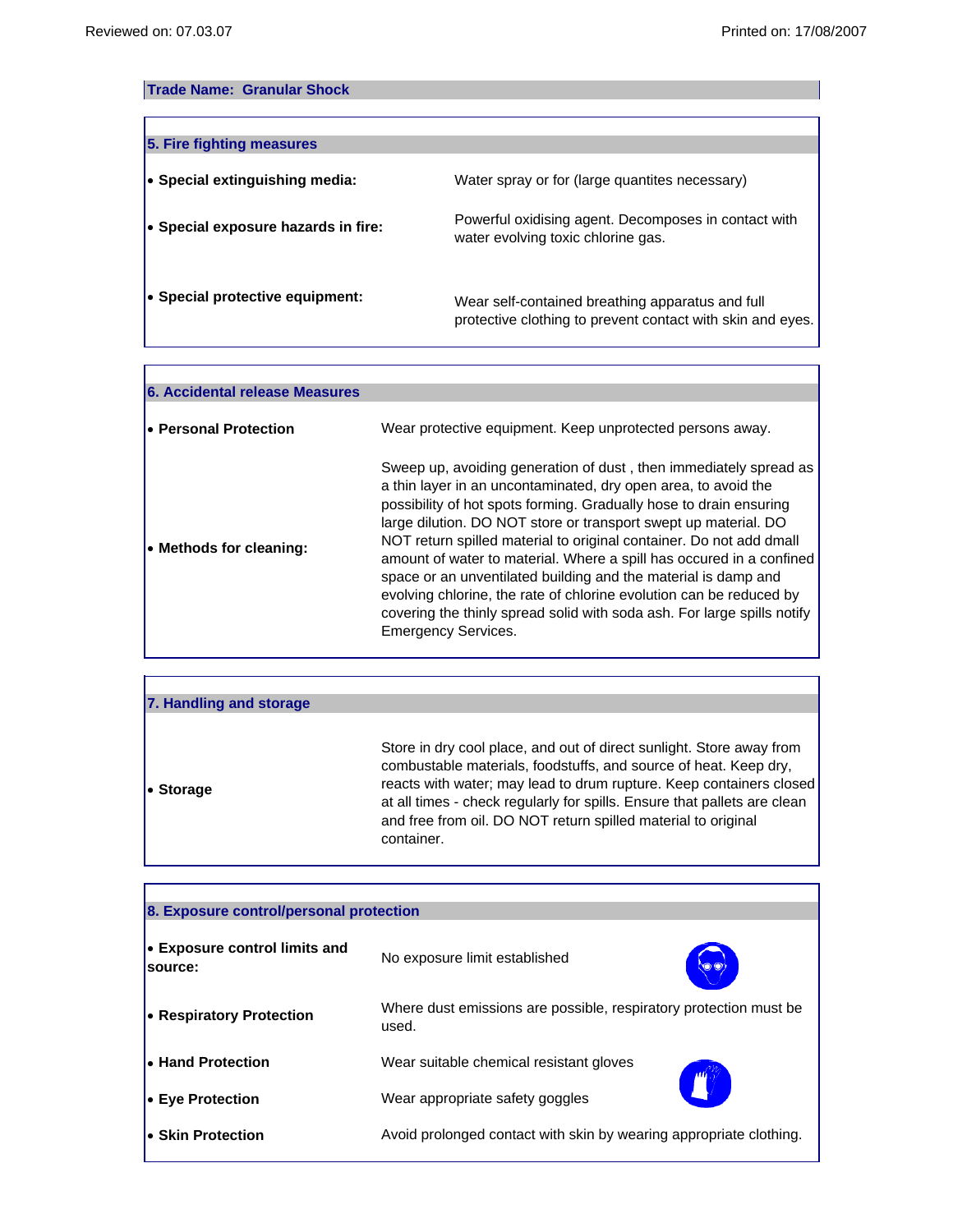**Trade Name: Granular Shock**

## 5. Fire fighting measures

| | |
|---|---|
| • **Special extinguishing media:** | Water spray or for (large quantites necessary) |
| • **Special exposure hazards in fire:** | Powerful oxidising agent. Decomposes in contact with water evolving toxic chlorine gas. |
| • **Special protective equipment:** | Wear self-contained breathing apparatus and full protective clothing to prevent contact with skin and eyes. |

## 6. Accidental release Measures

| | |
|---|---|
| • **Personal Protection** | Wear protective equipment. Keep unprotected persons away. |
| • **Methods for cleaning:** | Sweep up, avoiding generation of dust , then immediately spread as a thin layer in an uncontaminated, dry open area, to avoid the possibility of hot spots forming. Gradually hose to drain ensuring large dilution. DO NOT store or transport swept up material. DO NOT return spilled material to original container. Do not add dmall amount of water to material. Where a spill has occured in a confined space or an unventilated building and the material is damp and evolving chlorine, the rate of chlorine evolution can be reduced by covering the thinly spread solid with soda ash. For large spills notify Emergency Services. |

## 7. Handling and storage

| | |
|---|---|
| • **Storage** | Store in dry cool place, and out of direct sunlight. Store away from combustable materials, foodstuffs, and source of heat. Keep dry, reacts with water; may lead to drum rupture. Keep containers closed at all times - check regularly for spills. Ensure that pallets are clean and free from oil. DO NOT return spilled material to original container. |

## 8. Exposure control/personal protection

| | |
|---|---|
| • **Exposure control limits and source:** | No exposure limit established |
| • **Respiratory Protection** | Where dust emissions are possible, respiratory protection must be used. |
| • **Hand Protection** | Wear suitable chemical resistant gloves |
| • **Eye Protection** | Wear appropriate safety goggles |
| • **Skin Protection** | Avoid prolonged contact with skin by wearing appropriate clothing. |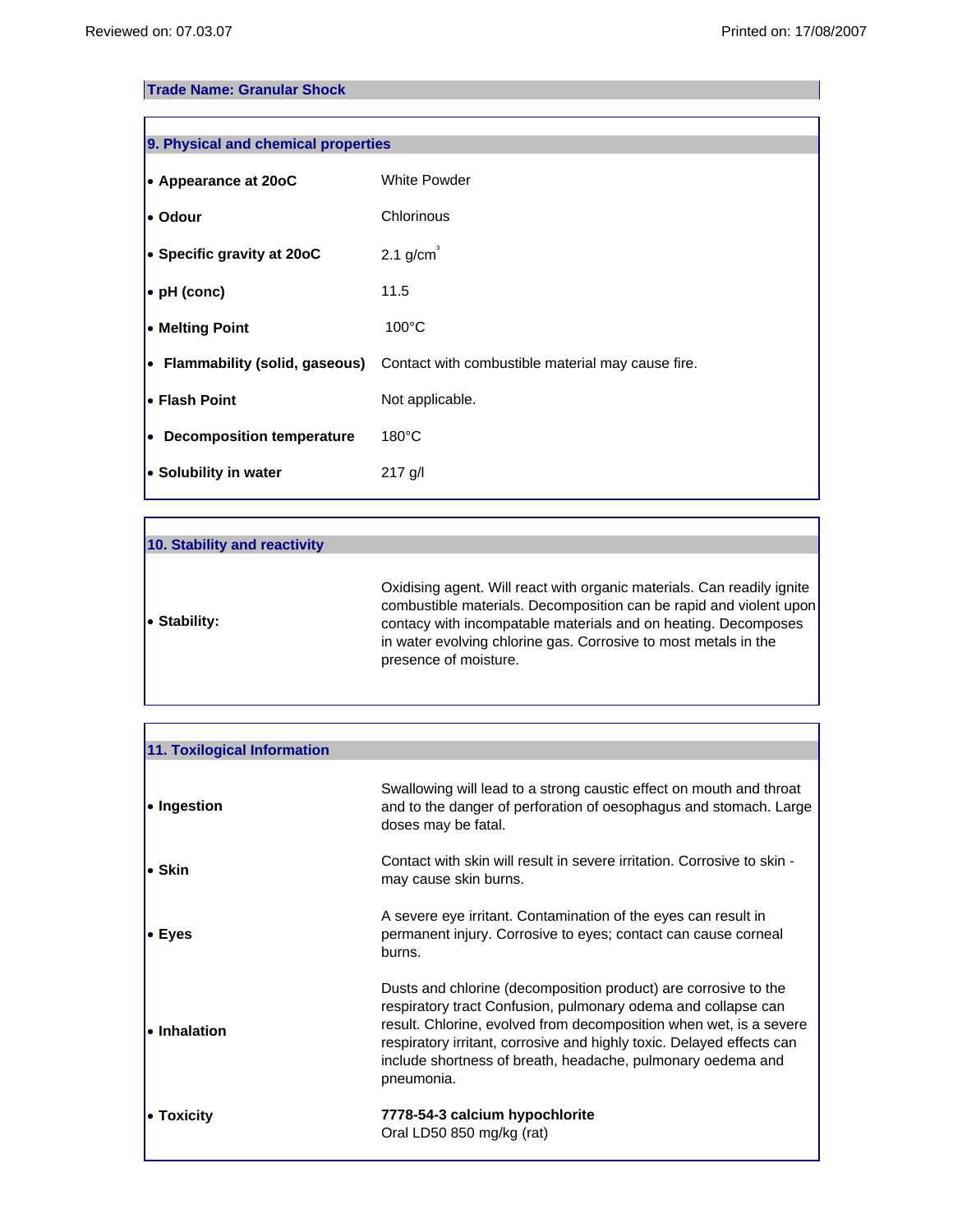**Trade Name: Granular Shock**

## 9. Physical and chemical properties

| | |
|---|---|
| • **Appearance at 20oC** | White Powder |
| • **Odour** | Chlorinous |
| • **Specific gravity at 20oC** | 2.1 g/cm$^3$ |
| • **pH (conc)** | 11.5 |
| • **Melting Point** | 100°C |
| • **Flammability (solid, gaseous)** | Contact with combustible material may cause fire. |
| • **Flash Point** | Not applicable. |
| • **Decomposition temperature** | 180°C |
| • **Solubility in water** | 217 g/l |

## 10. Stability and reactivity

| | |
|---|---|
| • **Stability:** | Oxidising agent. Will react with organic materials. Can readily ignite combustible materials. Decomposition can be rapid and violent upon contacy with incompatable materials and on heating. Decomposes in water evolving chlorine gas. Corrosive to most metals in the presence of moisture. |

## 11. Toxilogical Information

| | |
|---|---|
| • **Ingestion** | Swallowing will lead to a strong caustic effect on mouth and throat and to the danger of perforation of oesophagus and stomach. Large doses may be fatal. |
| • **Skin** | Contact with skin will result in severe irritation. Corrosive to skin - may cause skin burns. |
| • **Eyes** | A severe eye irritant. Contamination of the eyes can result in permanent injury. Corrosive to eyes; contact can cause corneal burns. |
| • **Inhalation** | Dusts and chlorine (decomposition product) are corrosive to the respiratory tract Confusion, pulmonary odema and collapse can result. Chlorine, evolved from decomposition when wet, is a severe respiratory irritant, corrosive and highly toxic. Delayed effects can include shortness of breath, headache, pulmonary oedema and pneumonia. |
| • **Toxicity** | **7778-54-3 calcium hypochlorite**<br>Oral LD50 850 mg/kg (rat) |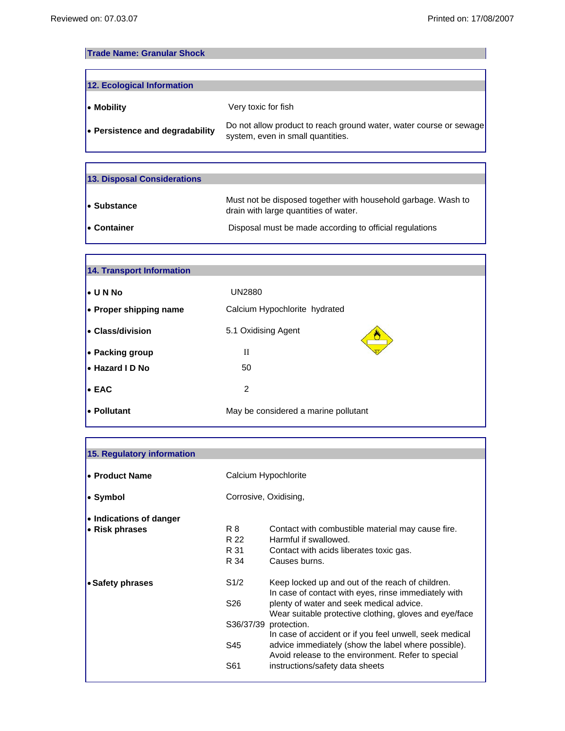**Trade Name: Granular Shock**

## 12. Ecological Information

| | |
|---|---|
| • **Mobility** | Very toxic for fish |
| • **Persistence and degradability** | Do not allow product to reach ground water, water course or sewage system, even in small quantities. |

## 13. Disposal Considerations

| | |
|---|---|
| • **Substance** | Must not be disposed together with household garbage. Wash to drain with large quantities of water. |
| • **Container** | Disposal must be made according to official regulations |

## 14. Transport Information

| | |
|---|---|
| • **U N No** | UN2880 |
| • **Proper shipping name** | Calcium Hypochlorite hydrated |
| • **Class/division** | 5.1 Oxidising Agent |
| • **Packing group** | II |
| • **Hazard I D No** | 50 |
| • **EAC** | 2 |
| • **Pollutant** | May be considered a marine pollutant |

## 15. Regulatory information

| | |
|---|---|
| • **Product Name** | Calcium Hypochlorite |
| • **Symbol** | Corrosive, Oxidising, |

• **Indications of danger**

• **Risk phrases**

| | |
|---|---|
| R 8 | Contact with combustible material may cause fire. |
| R 22 | Harmful if swallowed. |
| R 31 | Contact with acids liberates toxic gas. |
| R 34 | Causes burns. |

• **Safety phrases**

| | |
|---|---|
| S1/2 | Keep locked up and out of the reach of children. |
| S26 | In case of contact with eyes, rinse immediately with plenty of water and seek medical advice. |
| S36/37/39 | Wear suitable protective clothing, gloves and eye/face protection. |
| S45 | In case of accident or if you feel unwell, seek medical advice immediately (show the label where possible). |
| S61 | Avoid release to the environment. Refer to special instructions/safety data sheets |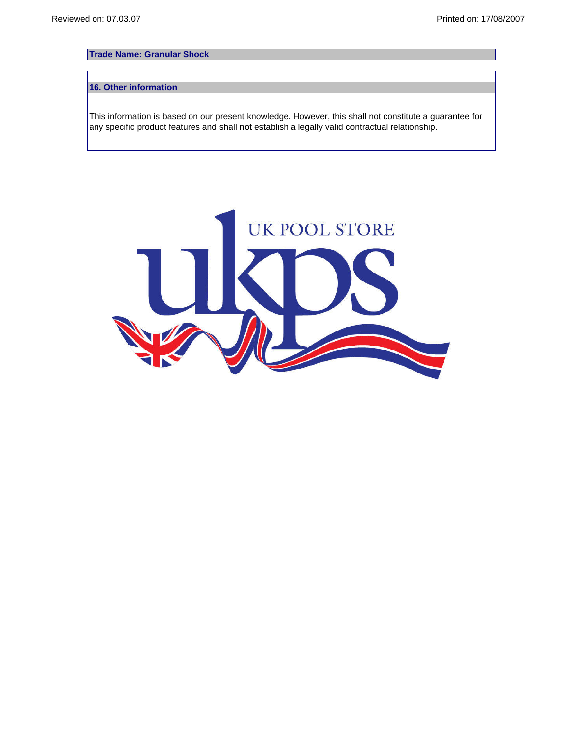**Trade Name: Granular Shock**

## 16. Other information

This information is based on our present knowledge. However, this shall not constitute a guarantee for any specific product features and shall not establish a legally valid contractual relationship.

UK POOL STORE